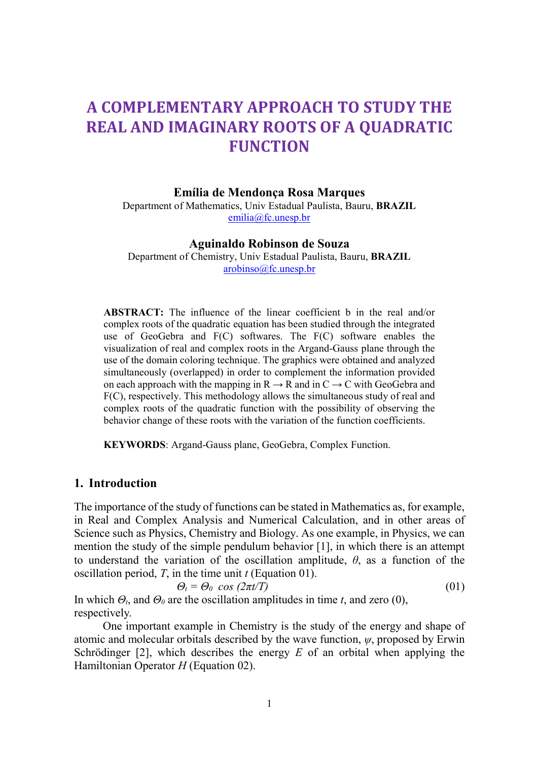# A COMPLEMENTARY APPROACH TO STUDY THE REAL AND IMAGINARY ROOTS OF A QUADRATIC FUNCTION

**Emília de Mendonça Rosa Marques**
Department of Mathematics, Univ Estadual Paulista, Bauru, **BRAZIL**
emilia@fc.unesp.br

**Aguinaldo Robinson de Souza**
Department of Chemistry, Univ Estadual Paulista, Bauru, **BRAZIL**
arobinso@fc.unesp.br

**ABSTRACT:** The influence of the linear coefficient b in the real and/or complex roots of the quadratic equation has been studied through the integrated use of GeoGebra and F(C) softwares. The F(C) software enables the visualization of real and complex roots in the Argand-Gauss plane through the use of the domain coloring technique. The graphics were obtained and analyzed simultaneously (overlapped) in order to complement the information provided on each approach with the mapping in R → R and in C → C with GeoGebra and F(C), respectively. This methodology allows the simultaneous study of real and complex roots of the quadratic function with the possibility of observing the behavior change of these roots with the variation of the function coefficients.

**KEYWORDS**: Argand-Gauss plane, GeoGebra, Complex Function.

## 1. Introduction

The importance of the study of functions can be stated in Mathematics as, for example, in Real and Complex Analysis and Numerical Calculation, and in other areas of Science such as Physics, Chemistry and Biology. As one example, in Physics, we can mention the study of the simple pendulum behavior [1], in which there is an attempt to understand the variation of the oscillation amplitude, $\theta$, as a function of the oscillation period, $T$, in the time unit $t$ (Equation 01).

$$\Theta_t = \Theta_0 \cos(2\pi t/T) \qquad (01)$$

In which $\Theta_t$, and $\Theta_0$ are the oscillation amplitudes in time $t$, and zero (0), respectively.

One important example in Chemistry is the study of the energy and shape of atomic and molecular orbitals described by the wave function, $\psi$, proposed by Erwin Schrödinger [2], which describes the energy $E$ of an orbital when applying the Hamiltonian Operator $H$ (Equation 02).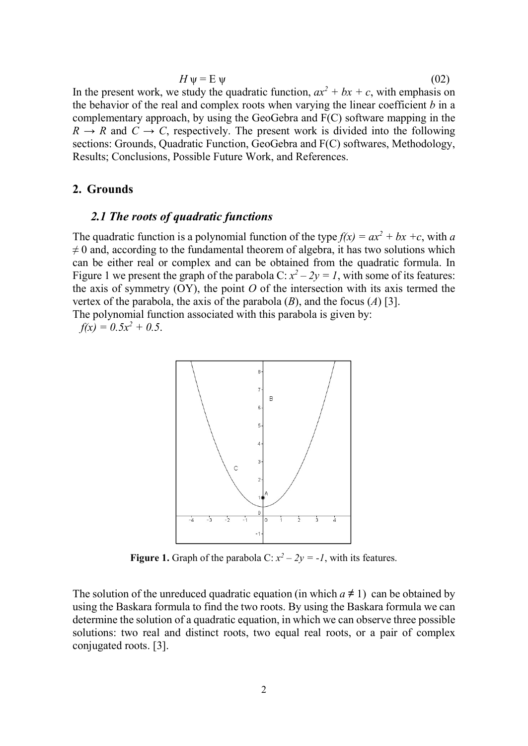$$H \psi = E \psi \tag{02}$$

In the present work, we study the quadratic function, $ax^2 + bx + c$, with emphasis on the behavior of the real and complex roots when varying the linear coefficient $b$ in a complementary approach, by using the GeoGebra and F(C) software mapping in the $R \rightarrow R$ and $C \rightarrow C$, respectively. The present work is divided into the following sections: Grounds, Quadratic Function, GeoGebra and F(C) softwares, Methodology, Results; Conclusions, Possible Future Work, and References.

## 2. Grounds

### *2.1 The roots of quadratic functions*

The quadratic function is a polynomial function of the type $f(x) = ax^2 + bx + c$, with $a \neq 0$ and, according to the fundamental theorem of algebra, it has two solutions which can be either real or complex and can be obtained from the quadratic formula. In Figure 1 we present the graph of the parabola C: $x^2 - 2y = 1$, with some of its features: the axis of symmetry (OY), the point $O$ of the intersection with its axis termed the vertex of the parabola, the axis of the parabola ($B$), and the focus ($A$) [3].

The polynomial function associated with this parabola is given by:

$f(x) = 0.5x^2 + 0.5$.

**Figure 1.** Graph of the parabola C: $x^2 - 2y = -1$, with its features.

The solution of the unreduced quadratic equation (in which $a \neq 1$) can be obtained by using the Baskara formula to find the two roots. By using the Baskara formula we can determine the solution of a quadratic equation, in which we can observe three possible solutions: two real and distinct roots, two equal real roots, or a pair of complex conjugated roots. [3].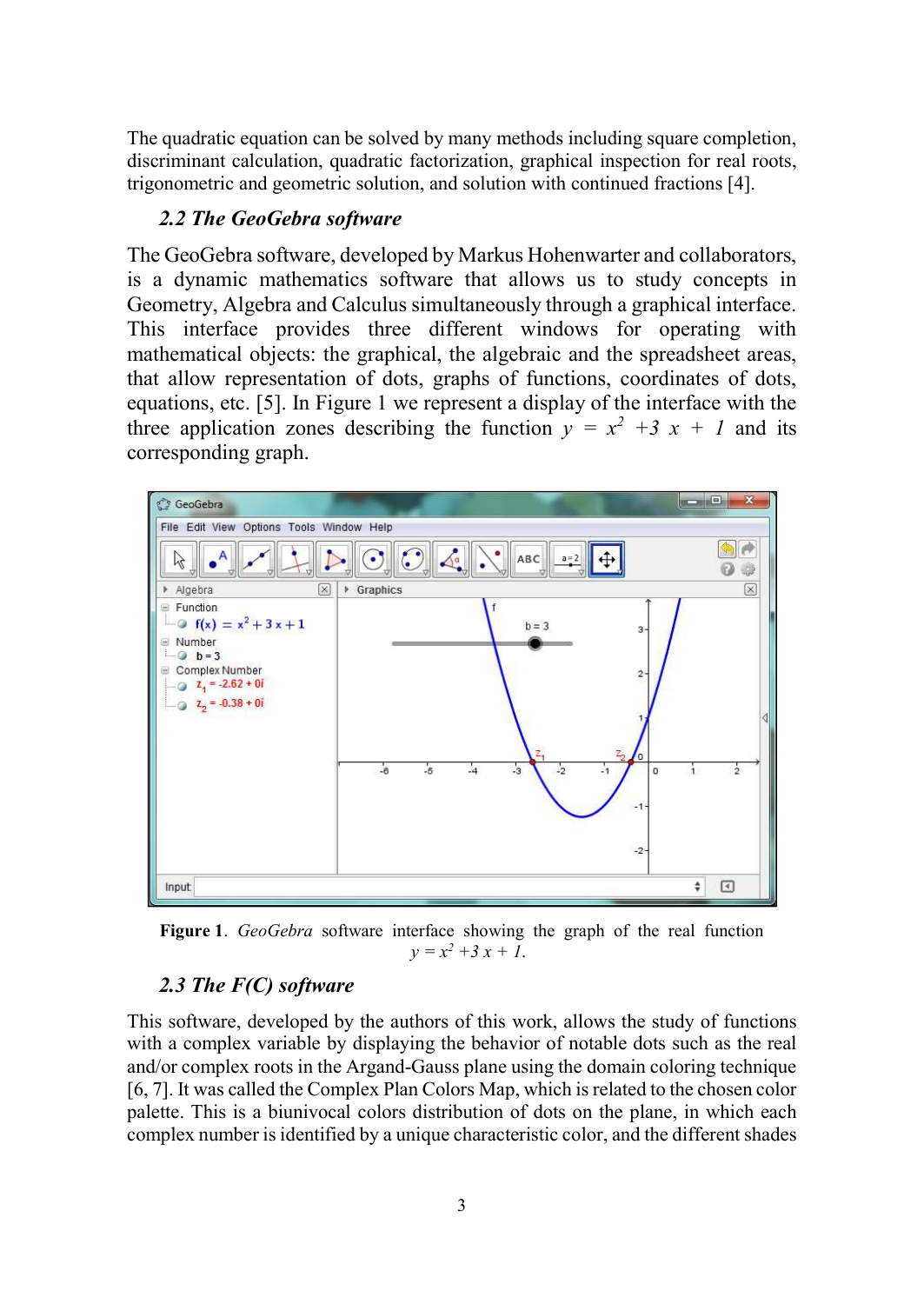The quadratic equation can be solved by many methods including square completion, discriminant calculation, quadratic factorization, graphical inspection for real roots, trigonometric and geometric solution, and solution with continued fractions [4].

### 2.2 The GeoGebra software

The GeoGebra software, developed by Markus Hohenwarter and collaborators, is a dynamic mathematics software that allows us to study concepts in Geometry, Algebra and Calculus simultaneously through a graphical interface. This interface provides three different windows for operating with mathematical objects: the graphical, the algebraic and the spreadsheet areas, that allow representation of dots, graphs of functions, coordinates of dots, equations, etc. [5]. In Figure 1 we represent a display of the interface with the three application zones describing the function $y = x^2 + 3x + 1$ and its corresponding graph.

**Figure 1**. *GeoGebra* software interface showing the graph of the real function $y = x^2 + 3x + 1$.

### 2.3 The F(C) software

This software, developed by the authors of this work, allows the study of functions with a complex variable by displaying the behavior of notable dots such as the real and/or complex roots in the Argand-Gauss plane using the domain coloring technique [6, 7]. It was called the Complex Plan Colors Map, which is related to the chosen color palette. This is a biunivocal colors distribution of dots on the plane, in which each complex number is identified by a unique characteristic color, and the different shades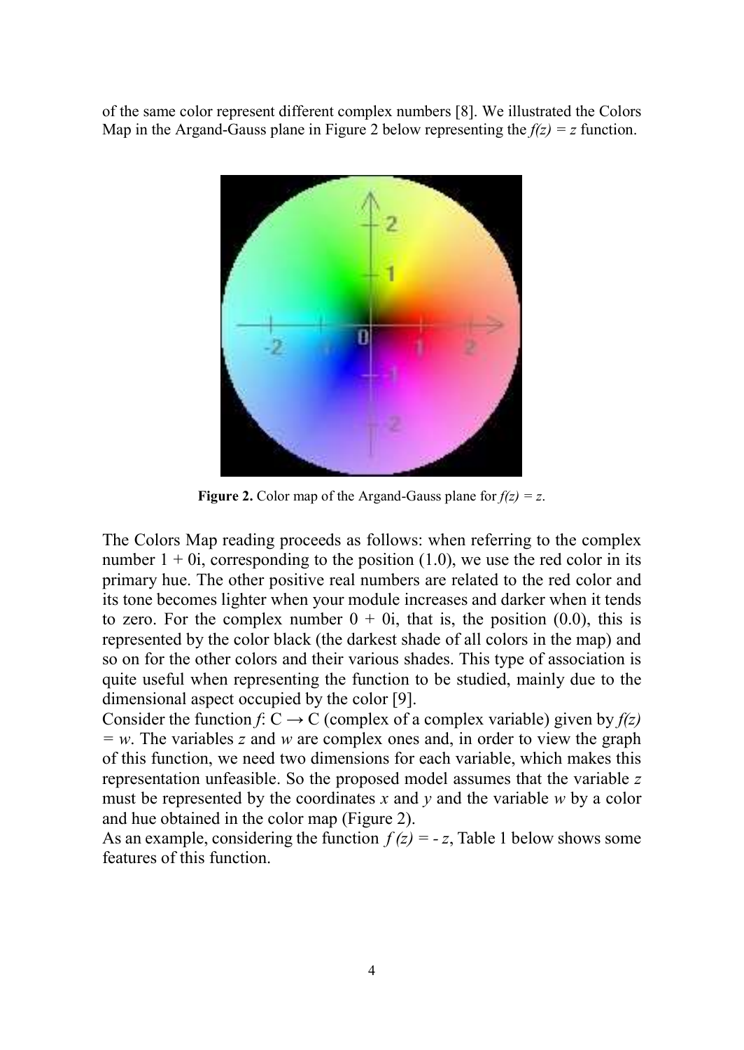of the same color represent different complex numbers [8]. We illustrated the Colors Map in the Argand-Gauss plane in Figure 2 below representing the $f(z) = z$ function.

**Figure 2.** Color map of the Argand-Gauss plane for $f(z) = z$.

The Colors Map reading proceeds as follows: when referring to the complex number $1 + 0i$, corresponding to the position (1.0), we use the red color in its primary hue. The other positive real numbers are related to the red color and its tone becomes lighter when your module increases and darker when it tends to zero. For the complex number $0 + 0i$, that is, the position (0.0), this is represented by the color black (the darkest shade of all colors in the map) and so on for the other colors and their various shades. This type of association is quite useful when representing the function to be studied, mainly due to the dimensional aspect occupied by the color [9].

Consider the function $f$: $C \rightarrow C$ (complex of a complex variable) given by $f(z) = w$. The variables $z$ and $w$ are complex ones and, in order to view the graph of this function, we need two dimensions for each variable, which makes this representation unfeasible. So the proposed model assumes that the variable $z$ must be represented by the coordinates $x$ and $y$ and the variable $w$ by a color and hue obtained in the color map (Figure 2).

As an example, considering the function $f(z) = -z$, Table 1 below shows some features of this function.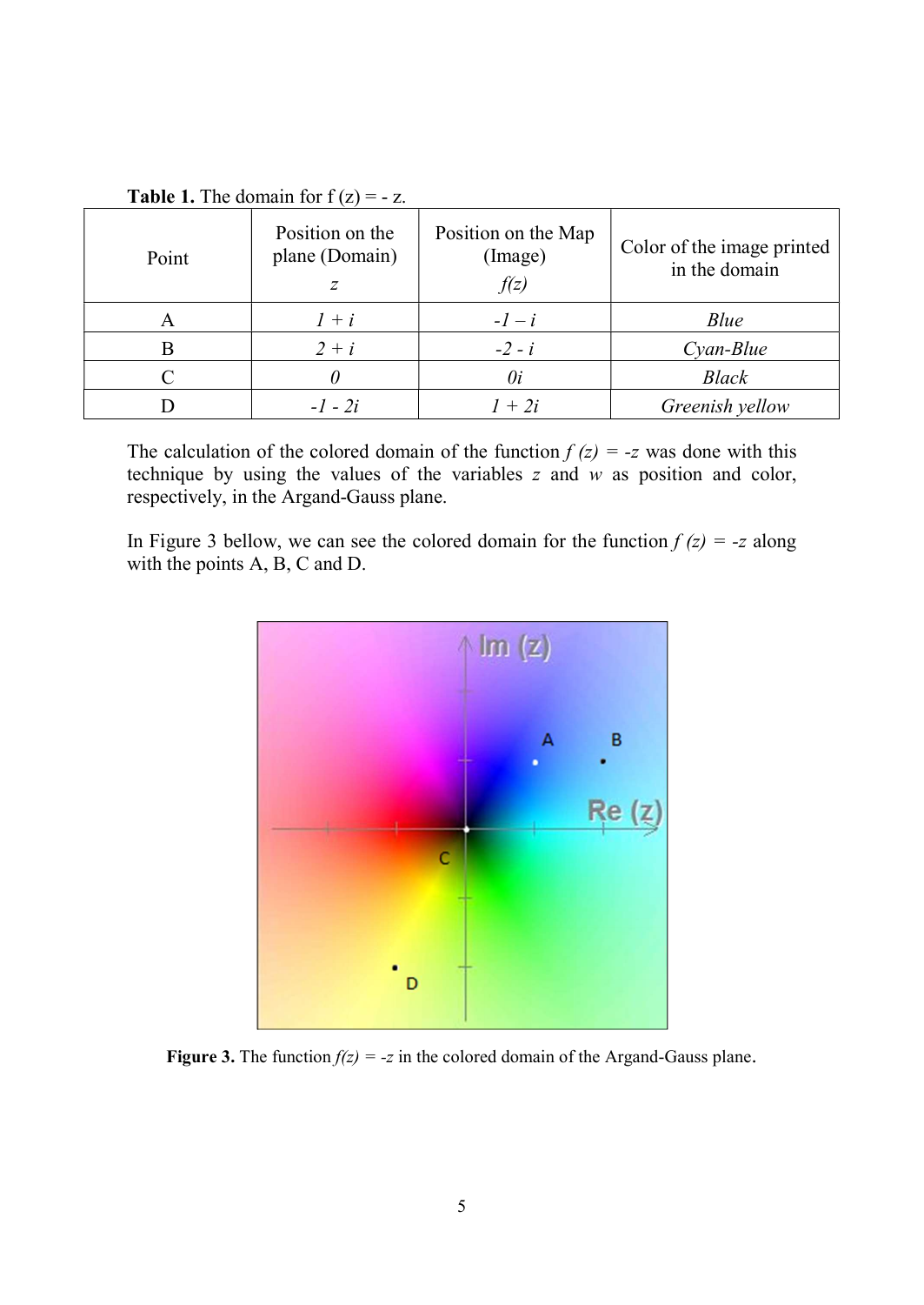**Table 1.** The domain for f (z) = - z.

| Point | Position on the plane (Domain) $z$ | Position on the Map (Image) $f(z)$ | Color of the image printed in the domain |
|---|---|---|---|
| A | $1 + i$ | $-1 – i$ | *Blue* |
| B | $2 + i$ | $-2 - i$ | *Cyan-Blue* |
| C | $0$ | $0i$ | *Black* |
| D | $-1 - 2i$ | $1 + 2i$ | *Greenish yellow* |

The calculation of the colored domain of the function $f(z) = -z$ was done with this technique by using the values of the variables $z$ and $w$ as position and color, respectively, in the Argand-Gauss plane.

In Figure 3 bellow, we can see the colored domain for the function $f(z) = -z$ along with the points A, B, C and D.

**Figure 3.** The function $f(z) = -z$ in the colored domain of the Argand-Gauss plane.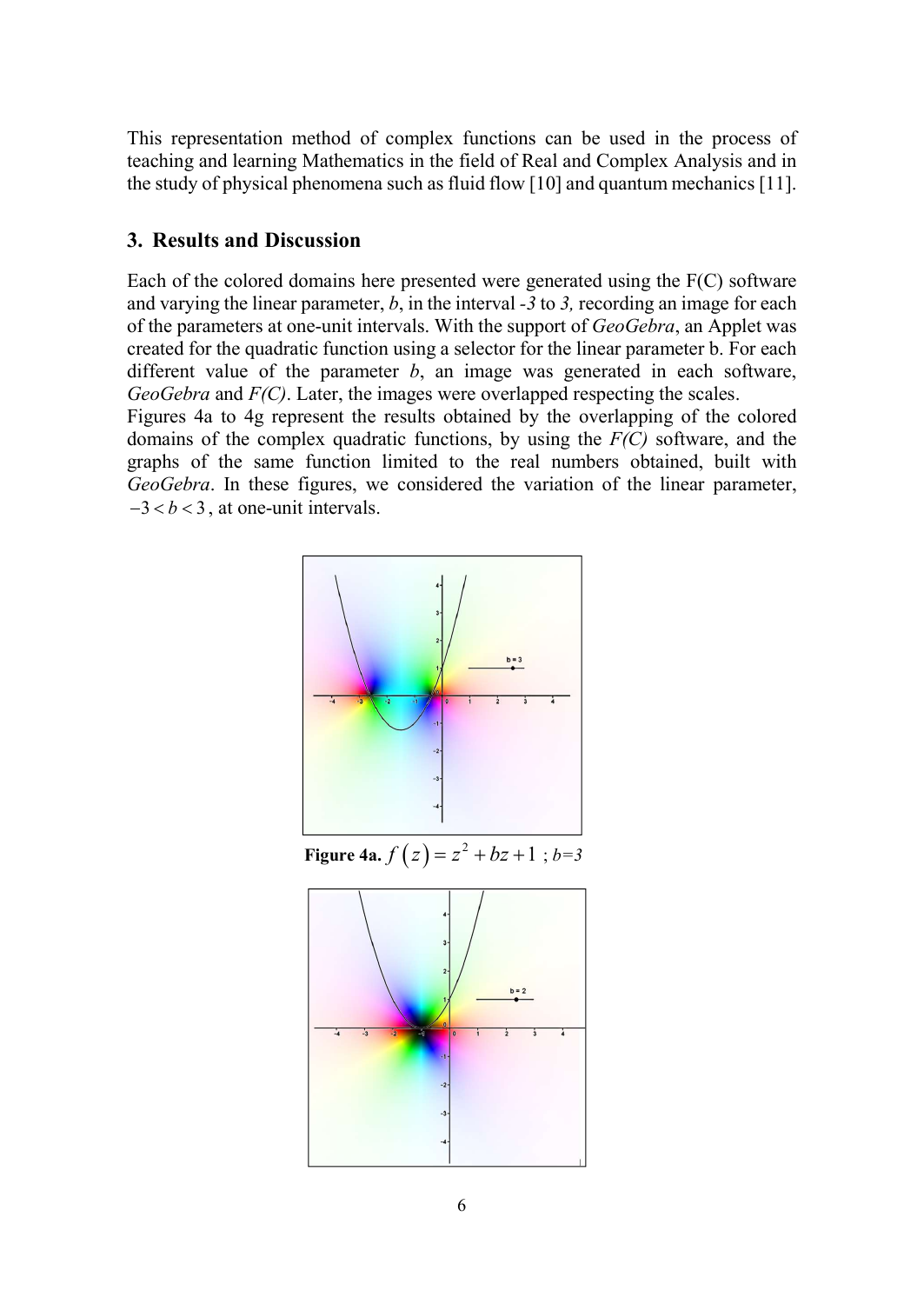This representation method of complex functions can be used in the process of teaching and learning Mathematics in the field of Real and Complex Analysis and in the study of physical phenomena such as fluid flow [10] and quantum mechanics [11].

## 3. Results and Discussion

Each of the colored domains here presented were generated using the F(C) software and varying the linear parameter, *b*, in the interval *-3* to *3,* recording an image for each of the parameters at one-unit intervals. With the support of *GeoGebra*, an Applet was created for the quadratic function using a selector for the linear parameter b. For each different value of the parameter *b*, an image was generated in each software, *GeoGebra* and *F(C)*. Later, the images were overlapped respecting the scales.
Figures 4a to 4g represent the results obtained by the overlapping of the colored domains of the complex quadratic functions, by using the *F(C)* software, and the graphs of the same function limited to the real numbers obtained, built with *GeoGebra*. In these figures, we considered the variation of the linear parameter, $-3 < b < 3$, at one-unit intervals.

**Figure 4a.** $f\left(z\right) = z^2 + bz + 1$ ; *b=3*

**Figure 4b.** $f\left(z\right) = z^2 + bz + 1$ ; *b=2*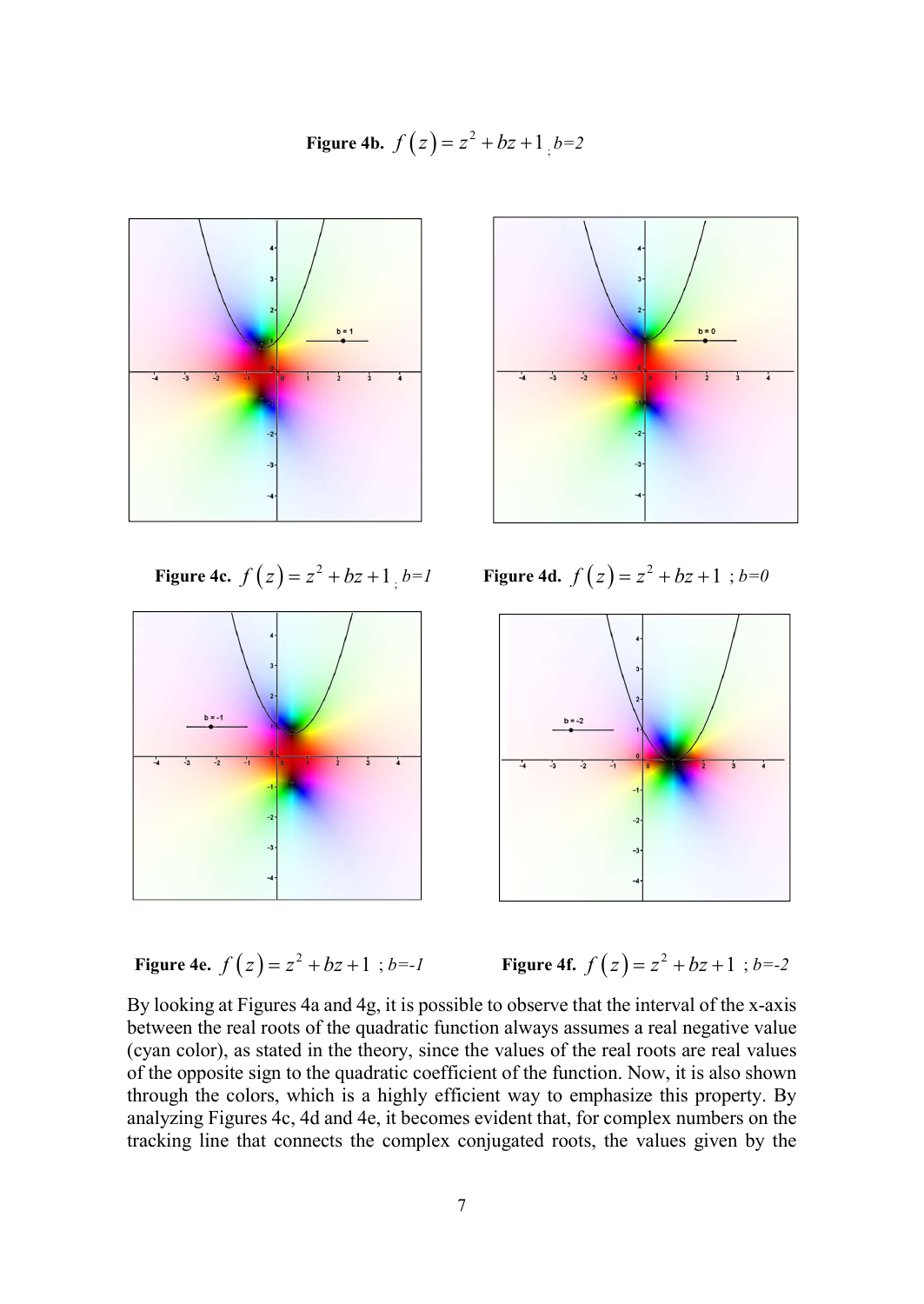**Figure 4b.** $f(z) = z^2 + bz + 1$ ; *b=2*

**Figure 4c.** $f(z) = z^2 + bz + 1$ ; *b=1*

**Figure 4d.** $f(z) = z^2 + bz + 1$ ; *b=0*

**Figure 4e.** $f(z) = z^2 + bz + 1$ ; *b=-1*

**Figure 4f.** $f(z) = z^2 + bz + 1$ ; *b=-2*

By looking at Figures 4a and 4g, it is possible to observe that the interval of the x-axis between the real roots of the quadratic function always assumes a real negative value (cyan color), as stated in the theory, since the values of the real roots are real values of the opposite sign to the quadratic coefficient of the function. Now, it is also shown through the colors, which is a highly efficient way to emphasize this property. By analyzing Figures 4c, 4d and 4e, it becomes evident that, for complex numbers on the tracking line that connects the complex conjugated roots, the values given by the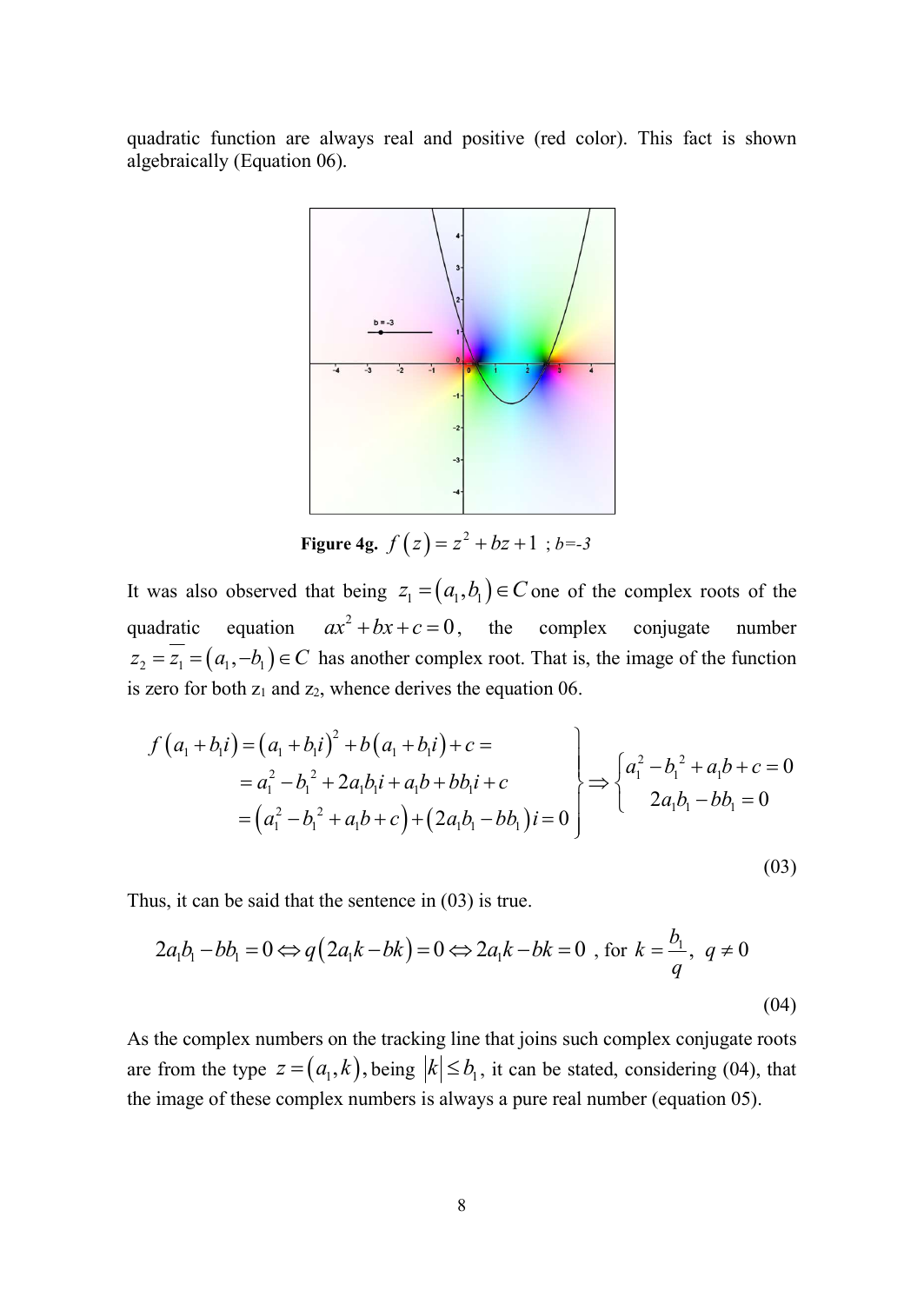quadratic function are always real and positive (red color). This fact is shown algebraically (Equation 06).

**Figure 4g.** $f(z) = z^2 + bz + 1$ ; *b=-3*

It was also observed that being $z_1 = (a_1, b_1) \in C$ one of the complex roots of the quadratic equation $ax^2 + bx + c = 0$, the complex conjugate number $z_2 = \overline{z_1} = (a_1, -b_1) \in C$ has another complex root. That is, the image of the function is zero for both $z_1$ and $z_2$, whence derives the equation 06.

$$\left.\begin{aligned} f(a_1 + b_1 i) &= (a_1 + b_1 i)^2 + b(a_1 + b_1 i) + c = \\ &= a_1^2 - b_1^2 + 2a_1 b_1 i + a_1 b + b b_1 i + c \\ &= (a_1^2 - b_1^2 + a_1 b + c) + (2a_1 b_1 - b b_1) i = 0 \end{aligned}\right\} \Rightarrow \begin{cases} a_1^2 - b_1^2 + a_1 b + c = 0 \\ 2a_1 b_1 - b b_1 = 0 \end{cases} \tag{03}$$

Thus, it can be said that the sentence in (03) is true.

$$2a_1 b_1 - b b_1 = 0 \Leftrightarrow q(2a_1 k - bk) = 0 \Leftrightarrow 2a_1 k - bk = 0 \text{ , for } k = \frac{b_1}{q},\ q \neq 0 \tag{04}$$

As the complex numbers on the tracking line that joins such complex conjugate roots are from the type $z = (a_1, k)$, being $|k| \leq b_1$, it can be stated, considering (04), that the image of these complex numbers is always a pure real number (equation 05).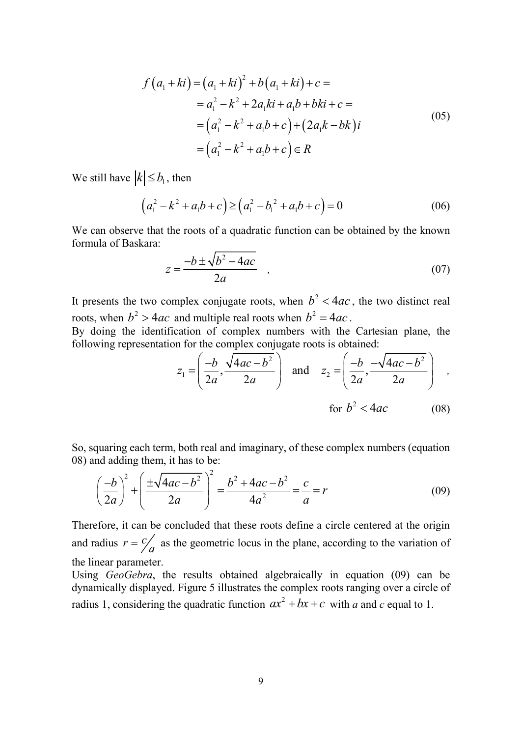$$
\begin{aligned}
f\left(a_1+ki\right) &= \left(a_1+ki\right)^2 + b\left(a_1+ki\right) + c = \\
&= a_1^2 - k^2 + 2a_1ki + a_1b + bki + c = \\
&= \left(a_1^2 - k^2 + a_1b + c\right) + \left(2a_1k - bk\right)i \\
&= \left(a_1^2 - k^2 + a_1b + c\right) \in R
\end{aligned}
\tag{05}
$$

We still have $|k| \le b_1$, then

$$
\left(a_1^2 - k^2 + a_1b + c\right) \ge \left(a_1^2 - b_1^2 + a_1b + c\right) = 0 \tag{06}
$$

We can observe that the roots of a quadratic function can be obtained by the known formula of Baskara:

$$
z = \frac{-b \pm \sqrt{b^2 - 4ac}}{2a} \quad , \tag{07}
$$

It presents the two complex conjugate roots, when $b^2 < 4ac$, the two distinct real roots, when $b^2 > 4ac$ and multiple real roots when $b^2 = 4ac$.

By doing the identification of complex numbers with the Cartesian plane, the following representation for the complex conjugate roots is obtained:

$$
z_1 = \left(\frac{-b}{2a}, \frac{\sqrt{4ac - b^2}}{2a}\right) \quad \text{and} \quad z_2 = \left(\frac{-b}{2a}, \frac{-\sqrt{4ac - b^2}}{2a}\right) \quad ,
$$

$$
\text{for } b^2 < 4ac \tag{08}
$$

So, squaring each term, both real and imaginary, of these complex numbers (equation 08) and adding them, it has to be:

$$
\left(\frac{-b}{2a}\right)^2 + \left(\frac{\pm\sqrt{4ac - b^2}}{2a}\right)^2 = \frac{b^2 + 4ac - b^2}{4a^2} = \frac{c}{a} = r \tag{09}
$$

Therefore, it can be concluded that these roots define a circle centered at the origin and radius $r = c/a$ as the geometric locus in the plane, according to the variation of the linear parameter.

Using *GeoGebra*, the results obtained algebraically in equation (09) can be dynamically displayed. Figure 5 illustrates the complex roots ranging over a circle of radius 1, considering the quadratic function $ax^2 + bx + c$ with *a* and *c* equal to 1.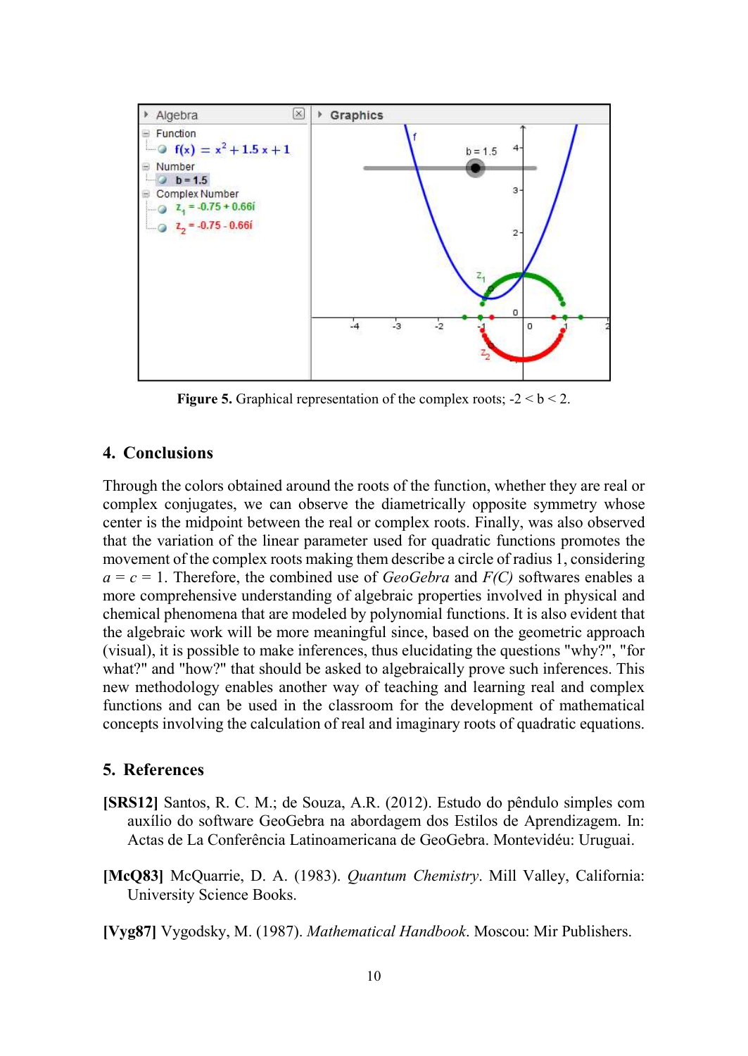**Figure 5.** Graphical representation of the complex roots; -2 < b < 2.

## 4. Conclusions

Through the colors obtained around the roots of the function, whether they are real or complex conjugates, we can observe the diametrically opposite symmetry whose center is the midpoint between the real or complex roots. Finally, was also observed that the variation of the linear parameter used for quadratic functions promotes the movement of the complex roots making them describe a circle of radius 1, considering $a = c = 1$. Therefore, the combined use of *GeoGebra* and *F(C)* softwares enables a more comprehensive understanding of algebraic properties involved in physical and chemical phenomena that are modeled by polynomial functions. It is also evident that the algebraic work will be more meaningful since, based on the geometric approach (visual), it is possible to make inferences, thus elucidating the questions "why?", "for what?" and "how?" that should be asked to algebraically prove such inferences. This new methodology enables another way of teaching and learning real and complex functions and can be used in the classroom for the development of mathematical concepts involving the calculation of real and imaginary roots of quadratic equations.

## 5. References

**[SRS12]** Santos, R. C. M.; de Souza, A.R. (2012). Estudo do pêndulo simples com auxílio do software GeoGebra na abordagem dos Estilos de Aprendizagem. In: Actas de La Conferência Latinoamericana de GeoGebra. Montevidéu: Uruguai.

**[McQ83]** McQuarrie, D. A. (1983). *Quantum Chemistry*. Mill Valley, California: University Science Books.

**[Vyg87]** Vygodsky, M. (1987). *Mathematical Handbook*. Moscou: Mir Publishers.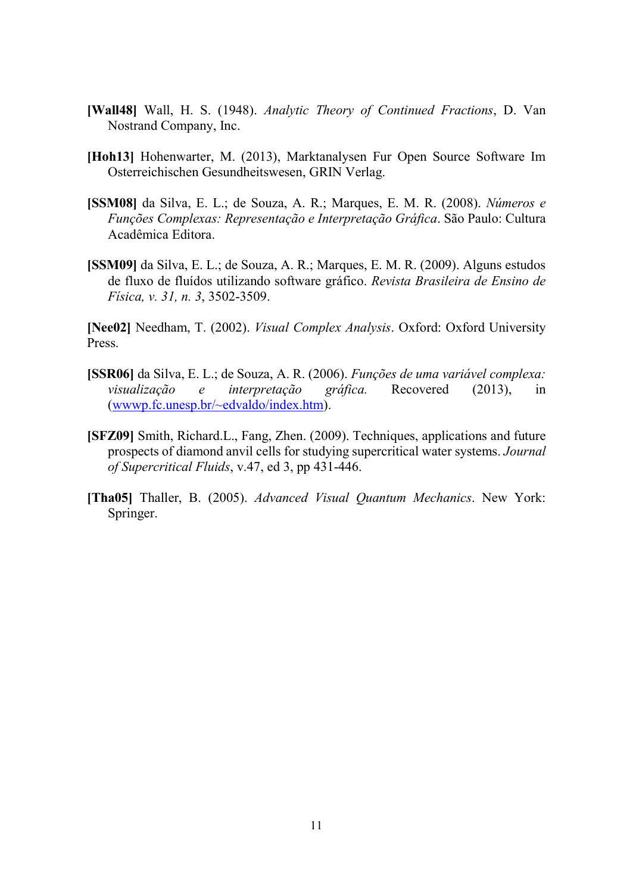**[Wall48]** Wall, H. S. (1948). *Analytic Theory of Continued Fractions*, D. Van Nostrand Company, Inc.

**[Hoh13]** Hohenwarter, M. (2013), Marktanalysen Fur Open Source Software Im Osterreichischen Gesundheitswesen, GRIN Verlag.

**[SSM08]** da Silva, E. L.; de Souza, A. R.; Marques, E. M. R. (2008). *Números e Funções Complexas: Representação e Interpretação Gráfica*. São Paulo: Cultura Acadêmica Editora.

**[SSM09]** da Silva, E. L.; de Souza, A. R.; Marques, E. M. R. (2009). Alguns estudos de fluxo de fluídos utilizando software gráfico. *Revista Brasileira de Ensino de Física, v. 31, n. 3*, 3502-3509.

**[Nee02]** Needham, T. (2002). *Visual Complex Analysis*. Oxford: Oxford University Press.

**[SSR06]** da Silva, E. L.; de Souza, A. R. (2006). *Funções de uma variável complexa: visualização e interpretação gráfica.* Recovered (2013), in (wwwp.fc.unesp.br/~edvaldo/index.htm).

**[SFZ09]** Smith, Richard.L., Fang, Zhen. (2009). Techniques, applications and future prospects of diamond anvil cells for studying supercritical water systems. *Journal of Supercritical Fluids*, v.47, ed 3, pp 431-446.

**[Tha05]** Thaller, B. (2005). *Advanced Visual Quantum Mechanics*. New York: Springer.